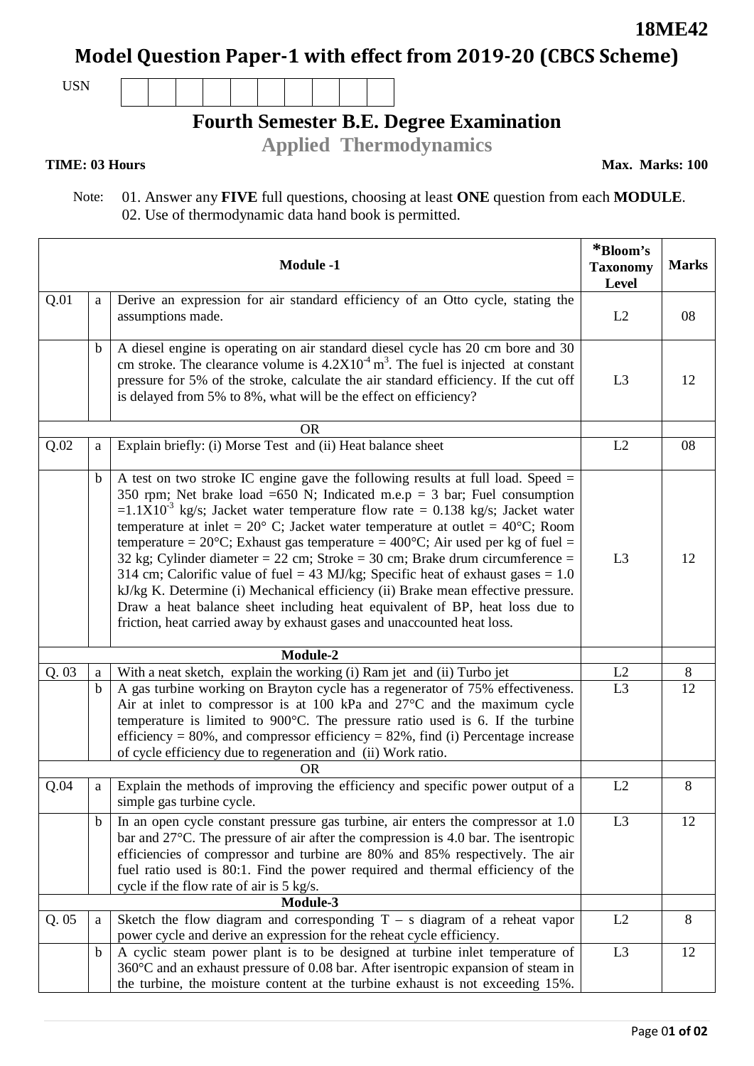**18ME42**

# Model Question Paper-1 with effect from 2019-20 (CBCS Scheme)

USN | | | | | | | | | |

## Fourth Semester B.E. Degree Examination

### Applied Thermodynamics

**TIME: 03 Hours** **Max. Marks: 100**

Note: 01. Answer any **FIVE** full questions, choosing at least **ONE** question from each **MODULE**.
02. Use of thermodynamic data hand book is permitted.

| | | **Module -1** | ***Bloom's Taxonomy Level** | **Marks** |
|---|---|---|---|---|
| Q.01 | a | Derive an expression for air standard efficiency of an Otto cycle, stating the assumptions made. | L2 | 08 |
| | b | A diesel engine is operating on air standard diesel cycle has 20 cm bore and 30 cm stroke. The clearance volume is $4.2X10^{-4}$ $m^3$. The fuel is injected at constant pressure for 5% of the stroke, calculate the air standard efficiency. If the cut off is delayed from 5% to 8%, what will be the effect on efficiency? | L3 | 12 |
| | | OR | | |
| Q.02 | a | Explain briefly: (i) Morse Test and (ii) Heat balance sheet | L2 | 08 |
| | b | A test on two stroke IC engine gave the following results at full load. Speed = 350 rpm; Net brake load =650 N; Indicated m.e.p = 3 bar; Fuel consumption $=1.1X10^{-3}$ kg/s; Jacket water temperature flow rate = 0.138 kg/s; Jacket water temperature at inlet = 20° C; Jacket water temperature at outlet = 40°C; Room temperature = 20°C; Exhaust gas temperature = 400°C; Air used per kg of fuel = 32 kg; Cylinder diameter = 22 cm; Stroke = 30 cm; Brake drum circumference = 314 cm; Calorific value of fuel = 43 MJ/kg; Specific heat of exhaust gases = 1.0 kJ/kg K. Determine (i) Mechanical efficiency (ii) Brake mean effective pressure. Draw a heat balance sheet including heat equivalent of BP, heat loss due to friction, heat carried away by exhaust gases and unaccounted heat loss. | L3 | 12 |
| | | **Module-2** | | |
| Q. 03 | a | With a neat sketch, explain the working (i) Ram jet and (ii) Turbo jet | L2 | 8 |
| | b | A gas turbine working on Brayton cycle has a regenerator of 75% effectiveness. Air at inlet to compressor is at 100 kPa and 27°C and the maximum cycle temperature is limited to 900°C. The pressure ratio used is 6. If the turbine efficiency = 80%, and compressor efficiency = 82%, find (i) Percentage increase of cycle efficiency due to regeneration and (ii) Work ratio. | L3 | 12 |
| | | OR | | |
| Q.04 | a | Explain the methods of improving the efficiency and specific power output of a simple gas turbine cycle. | L2 | 8 |
| | b | In an open cycle constant pressure gas turbine, air enters the compressor at 1.0 bar and 27°C. The pressure of air after the compression is 4.0 bar. The isentropic efficiencies of compressor and turbine are 80% and 85% respectively. The air fuel ratio used is 80:1. Find the power required and thermal efficiency of the cycle if the flow rate of air is 5 kg/s. | L3 | 12 |
| | | **Module-3** | | |
| Q. 05 | a | Sketch the flow diagram and corresponding T – s diagram of a reheat vapor power cycle and derive an expression for the reheat cycle efficiency. | L2 | 8 |
| | b | A cyclic steam power plant is to be designed at turbine inlet temperature of 360°C and an exhaust pressure of 0.08 bar. After isentropic expansion of steam in the turbine, the moisture content at the turbine exhaust is not exceeding 15%. | L3 | 12 |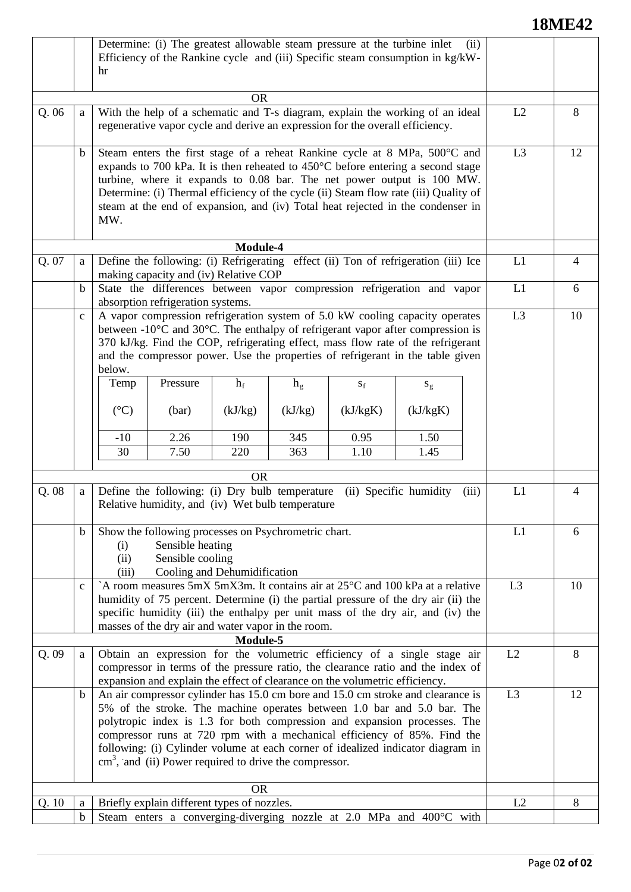| | | | | |
|---|---|---|---|---|
| | | Determine: (i) The greatest allowable steam pressure at the turbine inlet (ii) Efficiency of the Rankine cycle and (iii) Specific steam consumption in kg/kW-hr | | |
| | | **OR** | | |
| Q. 06 | a | With the help of a schematic and T-s diagram, explain the working of an ideal regenerative vapor cycle and derive an expression for the overall efficiency. | L2 | 8 |
| | b | Steam enters the first stage of a reheat Rankine cycle at 8 MPa, 500°C and expands to 700 kPa. It is then reheated to 450°C before entering a second stage turbine, where it expands to 0.08 bar. The net power output is 100 MW. Determine: (i) Thermal efficiency of the cycle (ii) Steam flow rate (iii) Quality of steam at the end of expansion, and (iv) Total heat rejected in the condenser in MW. | L3 | 12 |
| | | **Module-4** | | |
| Q. 07 | a | Define the following: (i) Refrigerating effect (ii) Ton of refrigeration (iii) Ice making capacity and (iv) Relative COP | L1 | 4 |
| | b | State the differences between vapor compression refrigeration and vapor absorption refrigeration systems. | L1 | 6 |
| | c | A vapor compression refrigeration system of 5.0 kW cooling capacity operates between -10°C and 30°C. The enthalpy of refrigerant vapor after compression is 370 kJ/kg. Find the COP, refrigerating effect, mass flow rate of the refrigerant and the compressor power. Use the properties of refrigerant in the table given below. | L3 | 10 |

| Temp (°C) | Pressure (bar) | $h_f$ (kJ/kg) | $h_g$ (kJ/kg) | $s_f$ (kJ/kgK) | $s_g$ (kJ/kgK) |
|---|---|---|---|---|---|
| -10 | 2.26 | 190 | 345 | 0.95 | 1.50 |
| 30 | 7.50 | 220 | 363 | 1.10 | 1.45 |

| | | | | |
|---|---|---|---|---|
| | | **OR** | | |
| Q. 08 | a | Define the following: (i) Dry bulb temperature (ii) Specific humidity (iii) Relative humidity, and (iv) Wet bulb temperature | L1 | 4 |
| | b | Show the following processes on Psychrometric chart. (i) Sensible heating (ii) Sensible cooling (iii) Cooling and Dehumidification | L1 | 6 |
| | c | `A room measures 5mX 5mX3m. It contains air at 25°C and 100 kPa at a relative humidity of 75 percent. Determine (i) the partial pressure of the dry air (ii) the specific humidity (iii) the enthalpy per unit mass of the dry air, and (iv) the masses of the dry air and water vapor in the room. | L3 | 10 |
| | | **Module-5** | | |
| Q. 09 | a | Obtain an expression for the volumetric efficiency of a single stage air compressor in terms of the pressure ratio, the clearance ratio and the index of expansion and explain the effect of clearance on the volumetric efficiency. | L2 | 8 |
| | b | An air compressor cylinder has 15.0 cm bore and 15.0 cm stroke and clearance is 5% of the stroke. The machine operates between 1.0 bar and 5.0 bar. The polytropic index is 1.3 for both compression and expansion processes. The compressor runs at 720 rpm with a mechanical efficiency of 85%. Find the following: (i) Cylinder volume at each corner of idealized indicator diagram in $cm^3$, and (ii) Power required to drive the compressor. | L3 | 12 |
| | | **OR** | | |
| Q. 10 | a | Briefly explain different types of nozzles. | L2 | 8 |
| | b | Steam enters a converging-diverging nozzle at 2.0 MPa and 400°C with | | |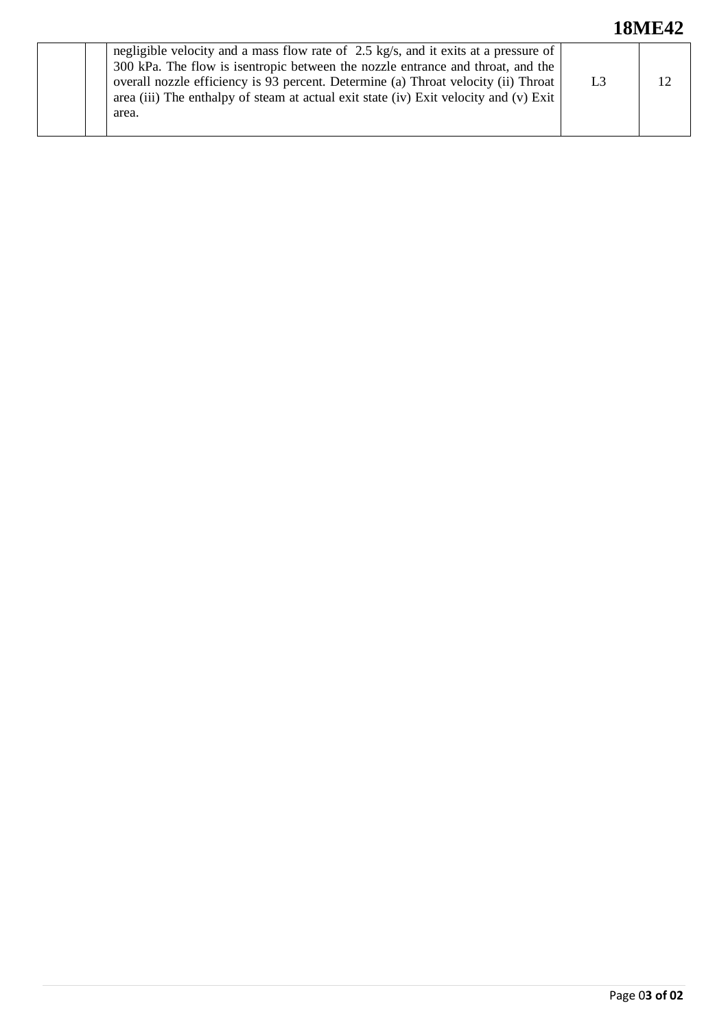| | | | | |
|---|---|---|---|---|
| | | negligible velocity and a mass flow rate of 2.5 kg/s, and it exits at a pressure of 300 kPa. The flow is isentropic between the nozzle entrance and throat, and the overall nozzle efficiency is 93 percent. Determine (a) Throat velocity (ii) Throat area (iii) The enthalpy of steam at actual exit state (iv) Exit velocity and (v) Exit area. | L3 | 12 |